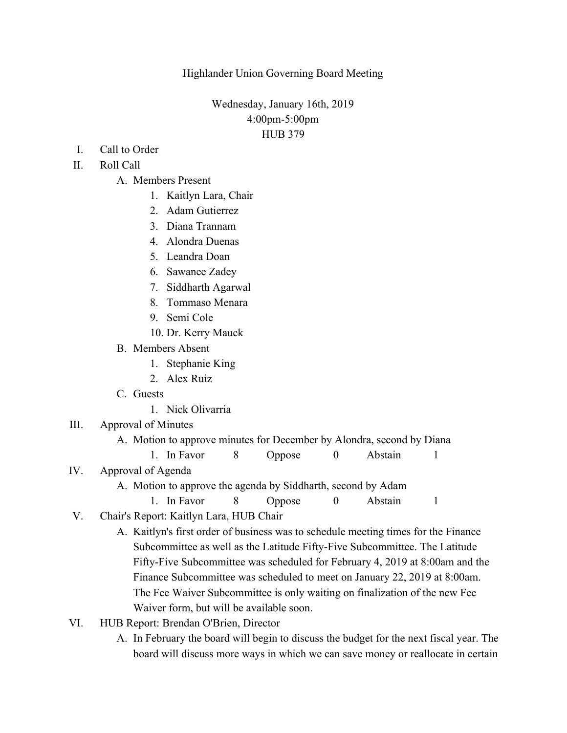Highlander Union Governing Board Meeting

Wednesday, January 16th, 2019
4:00pm-5:00pm
HUB 379

I. Call to Order
II. Roll Call
   A. Members Present
      1. Kaitlyn Lara, Chair
      2. Adam Gutierrez
      3. Diana Trannam
      4. Alondra Duenas
      5. Leandra Doan
      6. Sawanee Zadey
      7. Siddharth Agarwal
      8. Tommaso Menara
      9. Semi Cole
      10. Dr. Kerry Mauck
   B. Members Absent
      1. Stephanie King
      2. Alex Ruiz
   C. Guests
      1. Nick Olivarria
III. Approval of Minutes
   A. Motion to approve minutes for December by Alondra, second by Diana
      1. In Favor 8 Oppose 0 Abstain 1
IV. Approval of Agenda
   A. Motion to approve the agenda by Siddharth, second by Adam
      1. In Favor 8 Oppose 0 Abstain 1
V. Chair's Report: Kaitlyn Lara, HUB Chair
   A. Kaitlyn's first order of business was to schedule meeting times for the Finance Subcommittee as well as the Latitude Fifty-Five Subcommittee. The Latitude Fifty-Five Subcommittee was scheduled for February 4, 2019 at 8:00am and the Finance Subcommittee was scheduled to meet on January 22, 2019 at 8:00am. The Fee Waiver Subcommittee is only waiting on finalization of the new Fee Waiver form, but will be available soon.
VI. HUB Report: Brendan O'Brien, Director
   A. In February the board will begin to discuss the budget for the next fiscal year. The board will discuss more ways in which we can save money or reallocate in certain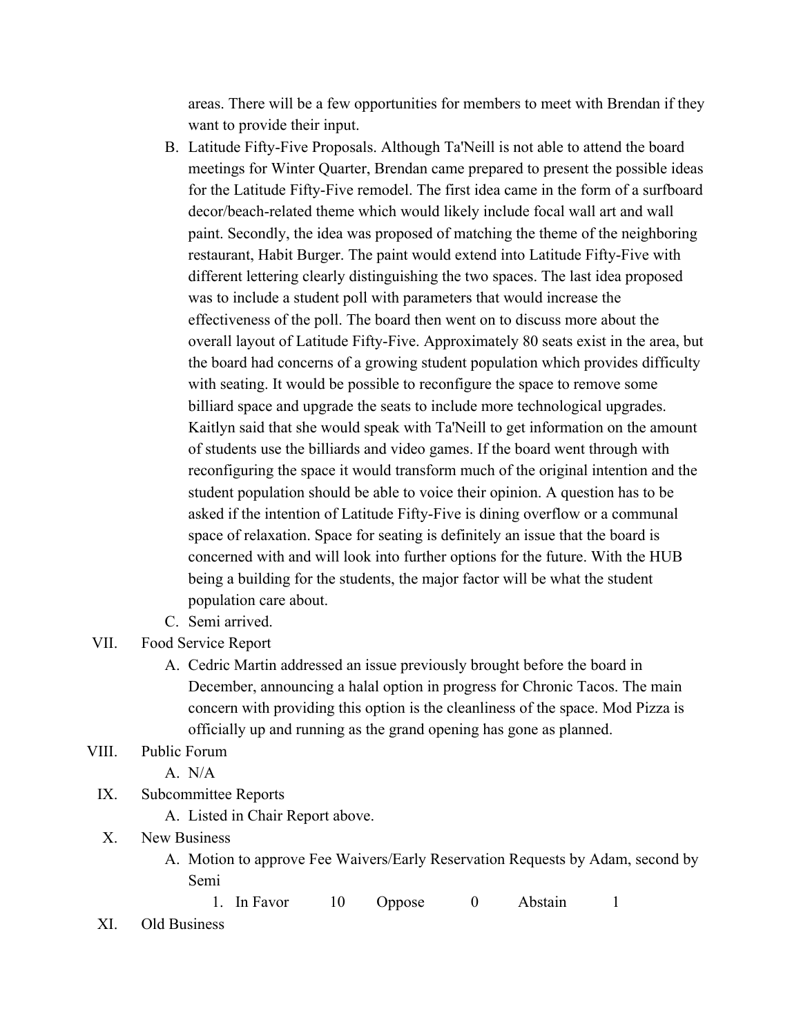areas. There will be a few opportunities for members to meet with Brendan if they want to provide their input.

B. Latitude Fifty-Five Proposals. Although Ta'Neill is not able to attend the board meetings for Winter Quarter, Brendan came prepared to present the possible ideas for the Latitude Fifty-Five remodel. The first idea came in the form of a surfboard decor/beach-related theme which would likely include focal wall art and wall paint. Secondly, the idea was proposed of matching the theme of the neighboring restaurant, Habit Burger. The paint would extend into Latitude Fifty-Five with different lettering clearly distinguishing the two spaces. The last idea proposed was to include a student poll with parameters that would increase the effectiveness of the poll. The board then went on to discuss more about the overall layout of Latitude Fifty-Five. Approximately 80 seats exist in the area, but the board had concerns of a growing student population which provides difficulty with seating. It would be possible to reconfigure the space to remove some billiard space and upgrade the seats to include more technological upgrades. Kaitlyn said that she would speak with Ta'Neill to get information on the amount of students use the billiards and video games. If the board went through with reconfiguring the space it would transform much of the original intention and the student population should be able to voice their opinion. A question has to be asked if the intention of Latitude Fifty-Five is dining overflow or a communal space of relaxation. Space for seating is definitely an issue that the board is concerned with and will look into further options for the future. With the HUB being a building for the students, the major factor will be what the student population care about.

C. Semi arrived.

VII. Food Service Report

A. Cedric Martin addressed an issue previously brought before the board in December, announcing a halal option in progress for Chronic Tacos. The main concern with providing this option is the cleanliness of the space. Mod Pizza is officially up and running as the grand opening has gone as planned.

VIII. Public Forum

A. N/A

IX. Subcommittee Reports

A. Listed in Chair Report above.

X. New Business

A. Motion to approve Fee Waivers/Early Reservation Requests by Adam, second by Semi

1. In Favor 10 Oppose 0 Abstain 1

XI. Old Business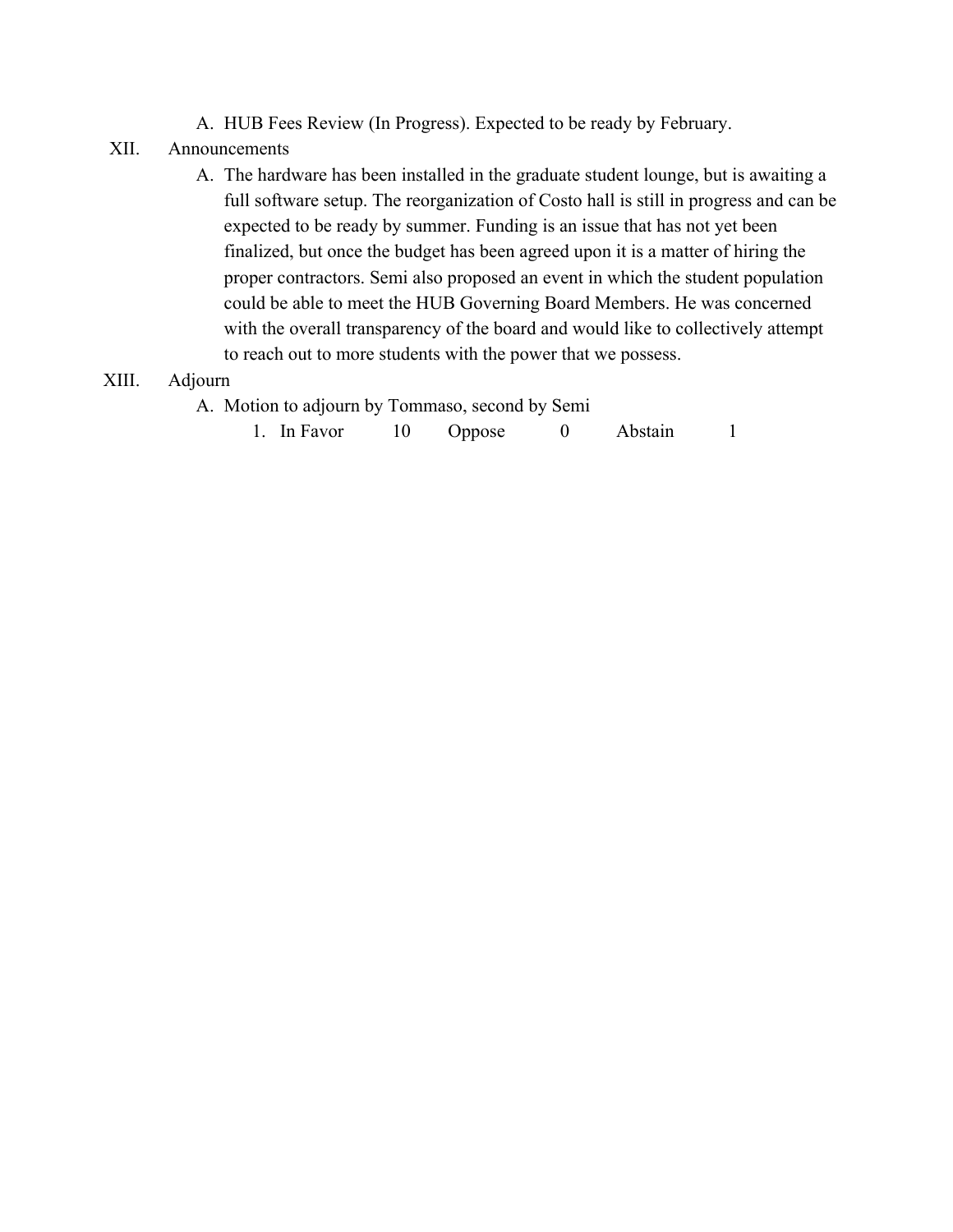A. HUB Fees Review (In Progress). Expected to be ready by February.

XII. Announcements

A. The hardware has been installed in the graduate student lounge, but is awaiting a full software setup. The reorganization of Costo hall is still in progress and can be expected to be ready by summer. Funding is an issue that has not yet been finalized, but once the budget has been agreed upon it is a matter of hiring the proper contractors. Semi also proposed an event in which the student population could be able to meet the HUB Governing Board Members. He was concerned with the overall transparency of the board and would like to collectively attempt to reach out to more students with the power that we possess.

XIII. Adjourn

A. Motion to adjourn by Tommaso, second by Semi

1. In Favor 10 Oppose 0 Abstain 1